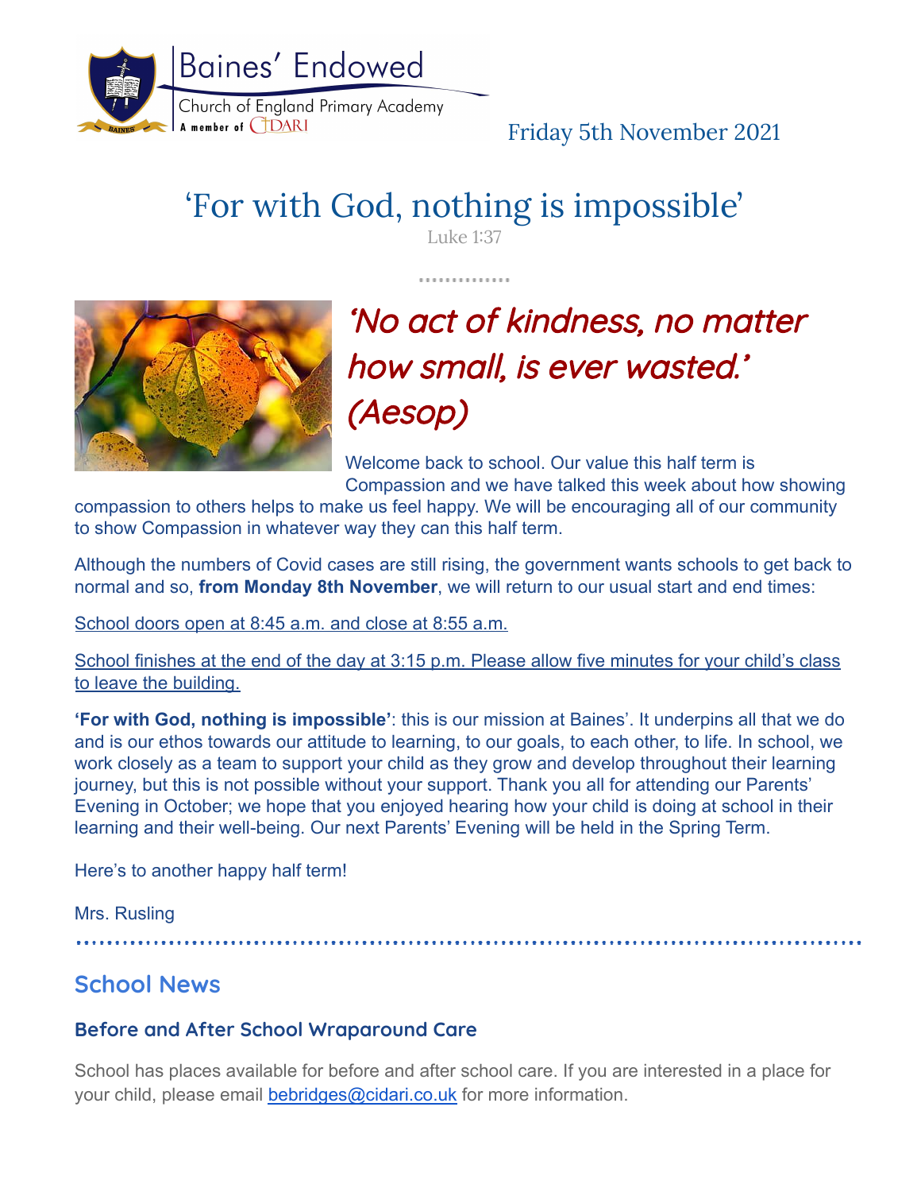Baines' Endowed

Church of England Primary Academy

A member of CIDARI

Friday 5th November 2021

# 'For with God, nothing is impossible'

Luke 1:37

## *'No act of kindness, no matter how small, is ever wasted.' (Aesop)*

Welcome back to school. Our value this half term is Compassion and we have talked this week about how showing compassion to others helps to make us feel happy. We will be encouraging all of our community to show Compassion in whatever way they can this half term.

Although the numbers of Covid cases are still rising, the government wants schools to get back to normal and so, **from Monday 8th November**, we will return to our usual start and end times:

School doors open at 8:45 a.m. and close at 8:55 a.m.

School finishes at the end of the day at 3:15 p.m. Please allow five minutes for your child's class to leave the building.

**'For with God, nothing is impossible'**: this is our mission at Baines'. It underpins all that we do and is our ethos towards our attitude to learning, to our goals, to each other, to life. In school, we work closely as a team to support your child as they grow and develop throughout their learning journey, but this is not possible without your support. Thank you all for attending our Parents' Evening in October; we hope that you enjoyed hearing how your child is doing at school in their learning and their well-being. Our next Parents' Evening will be held in the Spring Term.

Here's to another happy half term!

Mrs. Rusling

## School News

### Before and After School Wraparound Care

School has places available for before and after school care. If you are interested in a place for your child, please email bebridges@cidari.co.uk for more information.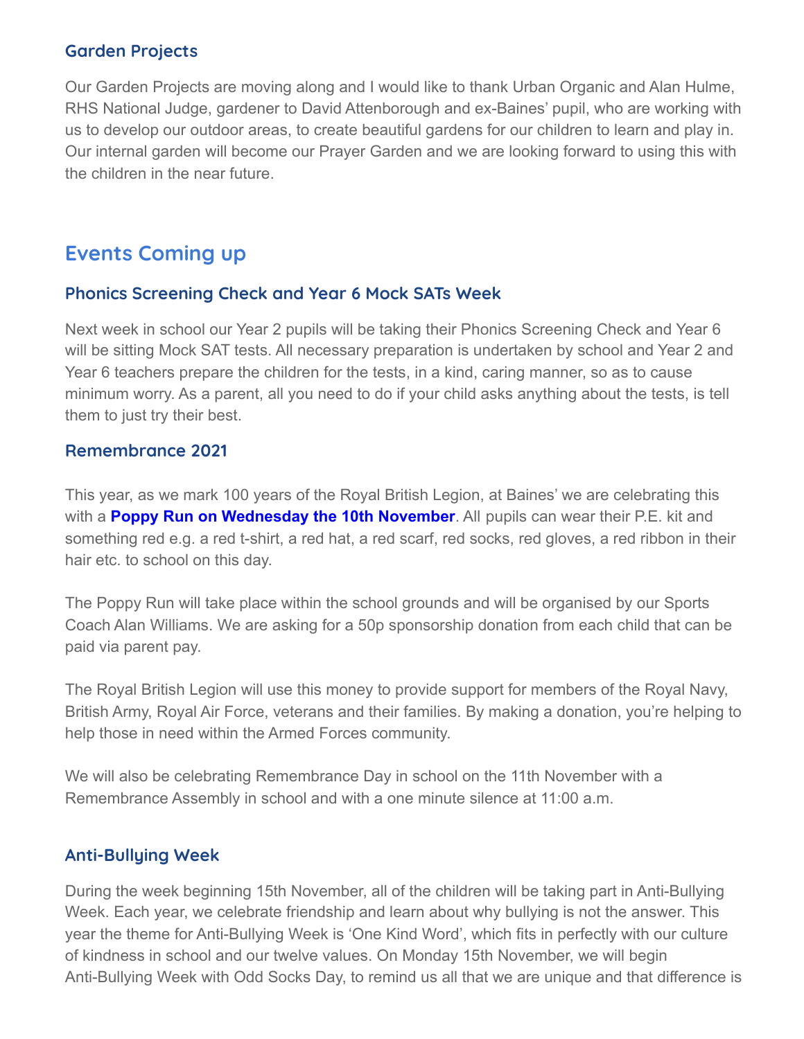### Garden Projects

Our Garden Projects are moving along and I would like to thank Urban Organic and Alan Hulme, RHS National Judge, gardener to David Attenborough and ex-Baines' pupil, who are working with us to develop our outdoor areas, to create beautiful gardens for our children to learn and play in. Our internal garden will become our Prayer Garden and we are looking forward to using this with the children in the near future.

## Events Coming up

### Phonics Screening Check and Year 6 Mock SATs Week

Next week in school our Year 2 pupils will be taking their Phonics Screening Check and Year 6 will be sitting Mock SAT tests. All necessary preparation is undertaken by school and Year 2 and Year 6 teachers prepare the children for the tests, in a kind, caring manner, so as to cause minimum worry. As a parent, all you need to do if your child asks anything about the tests, is tell them to just try their best.

### Remembrance 2021

This year, as we mark 100 years of the Royal British Legion, at Baines' we are celebrating this with a **Poppy Run on Wednesday the 10th November**. All pupils can wear their P.E. kit and something red e.g. a red t-shirt, a red hat, a red scarf, red socks, red gloves, a red ribbon in their hair etc. to school on this day.

The Poppy Run will take place within the school grounds and will be organised by our Sports Coach Alan Williams. We are asking for a 50p sponsorship donation from each child that can be paid via parent pay.

The Royal British Legion will use this money to provide support for members of the Royal Navy, British Army, Royal Air Force, veterans and their families. By making a donation, you're helping to help those in need within the Armed Forces community.

We will also be celebrating Remembrance Day in school on the 11th November with a Remembrance Assembly in school and with a one minute silence at 11:00 a.m.

### Anti-Bullying Week

During the week beginning 15th November, all of the children will be taking part in Anti-Bullying Week. Each year, we celebrate friendship and learn about why bullying is not the answer. This year the theme for Anti-Bullying Week is 'One Kind Word', which fits in perfectly with our culture of kindness in school and our twelve values. On Monday 15th November, we will begin Anti-Bullying Week with Odd Socks Day, to remind us all that we are unique and that difference is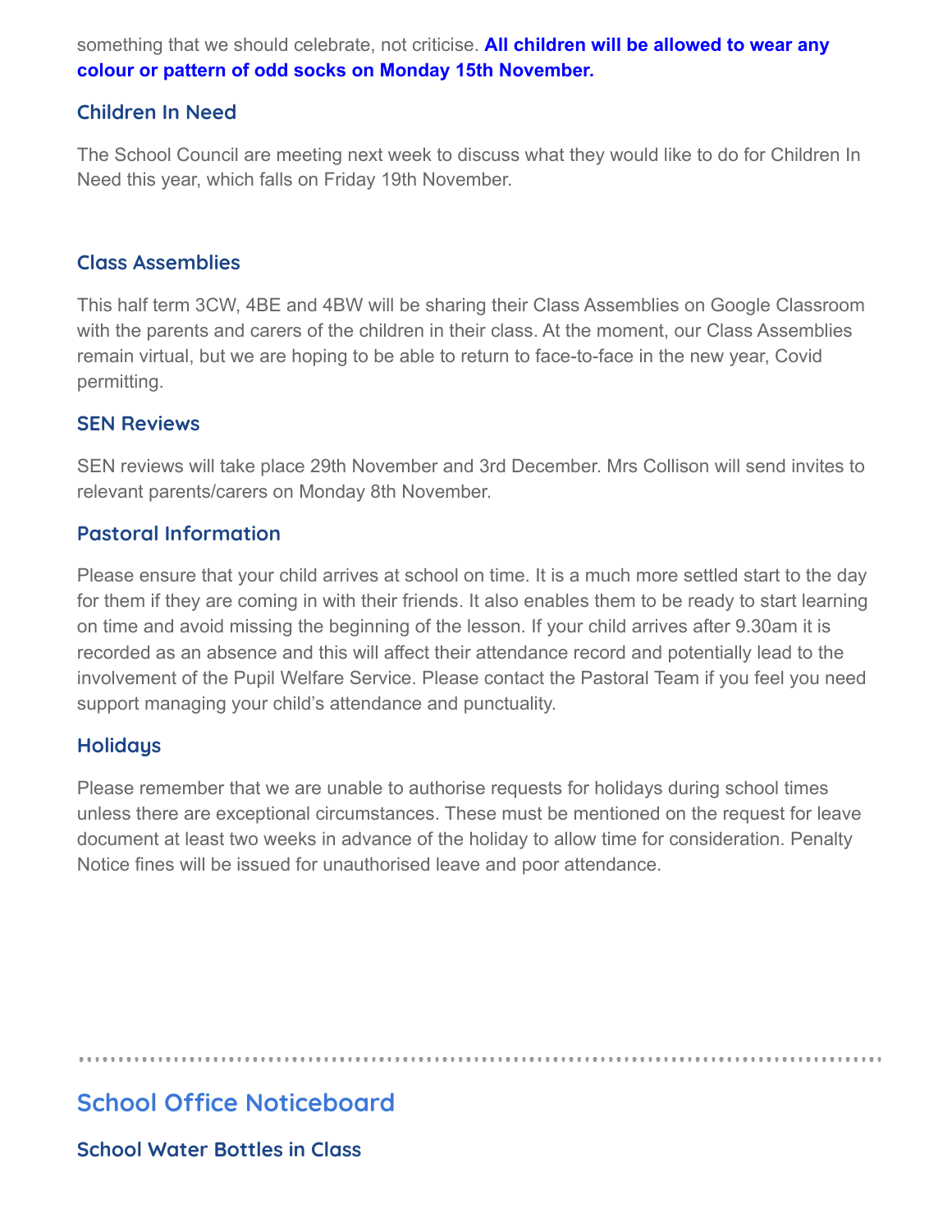something that we should celebrate, not criticise. **All children will be allowed to wear any colour or pattern of odd socks on Monday 15th November.**

### Children In Need

The School Council are meeting next week to discuss what they would like to do for Children In Need this year, which falls on Friday 19th November.

### Class Assemblies

This half term 3CW, 4BE and 4BW will be sharing their Class Assemblies on Google Classroom with the parents and carers of the children in their class. At the moment, our Class Assemblies remain virtual, but we are hoping to be able to return to face-to-face in the new year, Covid permitting.

### SEN Reviews

SEN reviews will take place 29th November and 3rd December. Mrs Collison will send invites to relevant parents/carers on Monday 8th November.

### Pastoral Information

Please ensure that your child arrives at school on time. It is a much more settled start to the day for them if they are coming in with their friends. It also enables them to be ready to start learning on time and avoid missing the beginning of the lesson. If your child arrives after 9.30am it is recorded as an absence and this will affect their attendance record and potentially lead to the involvement of the Pupil Welfare Service. Please contact the Pastoral Team if you feel you need support managing your child's attendance and punctuality.

### Holidays

Please remember that we are unable to authorise requests for holidays during school times unless there are exceptional circumstances. These must be mentioned on the request for leave document at least two weeks in advance of the holiday to allow time for consideration. Penalty Notice fines will be issued for unauthorised leave and poor attendance.

---

## School Office Noticeboard

### School Water Bottles in Class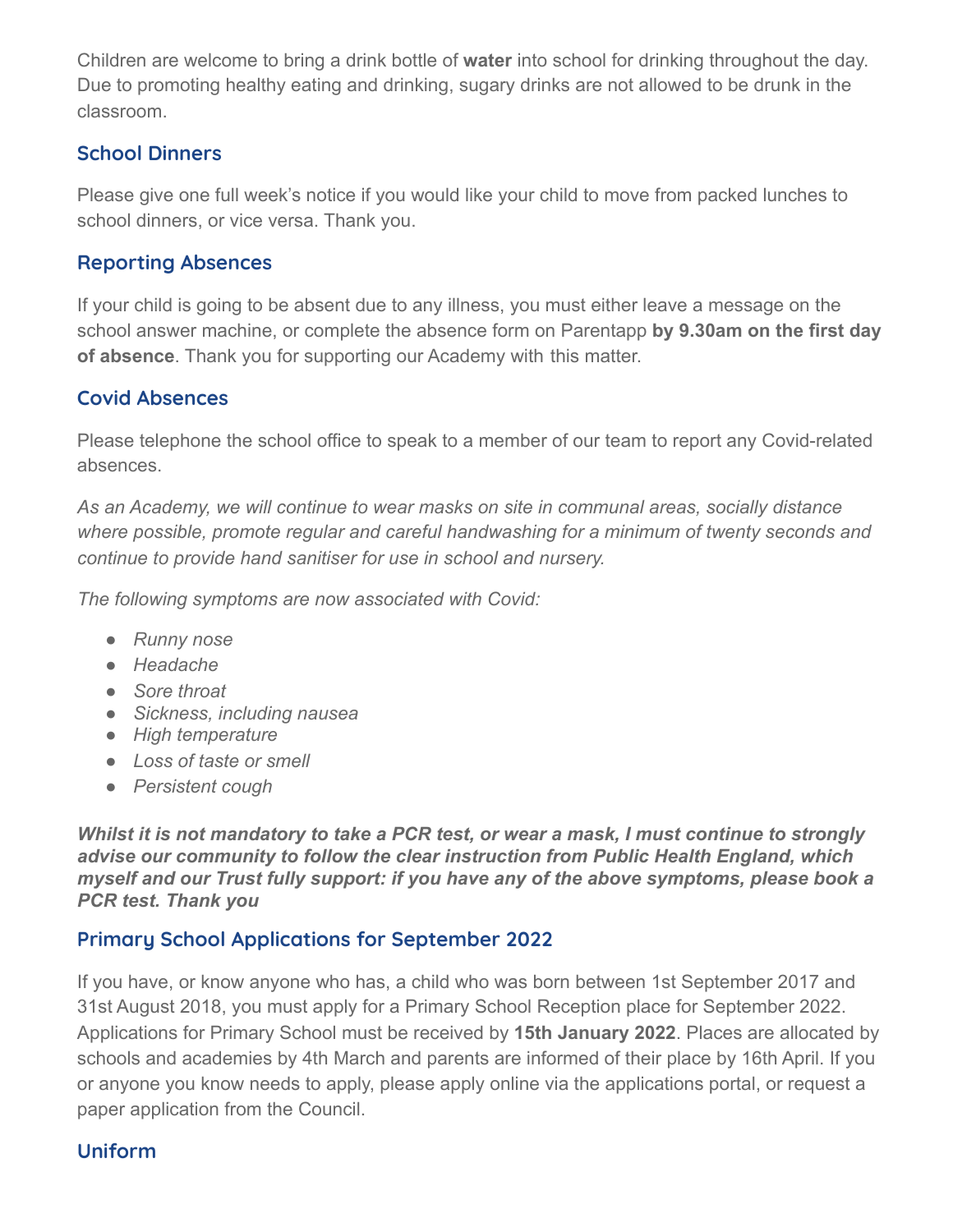Children are welcome to bring a drink bottle of **water** into school for drinking throughout the day. Due to promoting healthy eating and drinking, sugary drinks are not allowed to be drunk in the classroom.

## School Dinners

Please give one full week's notice if you would like your child to move from packed lunches to school dinners, or vice versa. Thank you.

## Reporting Absences

If your child is going to be absent due to any illness, you must either leave a message on the school answer machine, or complete the absence form on Parentapp **by 9.30am on the first day of absence**. Thank you for supporting our Academy with this matter.

## Covid Absences

Please telephone the school office to speak to a member of our team to report any Covid-related absences.

*As an Academy, we will continue to wear masks on site in communal areas, socially distance where possible, promote regular and careful handwashing for a minimum of twenty seconds and continue to provide hand sanitiser for use in school and nursery.*

*The following symptoms are now associated with Covid:*

- *Runny nose*
- *Headache*
- *Sore throat*
- *Sickness, including nausea*
- *High temperature*
- *Loss of taste or smell*
- *Persistent cough*

***Whilst it is not mandatory to take a PCR test, or wear a mask, I must continue to strongly advise our community to follow the clear instruction from Public Health England, which myself and our Trust fully support: if you have any of the above symptoms, please book a PCR test. Thank you***

## Primary School Applications for September 2022

If you have, or know anyone who has, a child who was born between 1st September 2017 and 31st August 2018, you must apply for a Primary School Reception place for September 2022. Applications for Primary School must be received by **15th January 2022**. Places are allocated by schools and academies by 4th March and parents are informed of their place by 16th April. If you or anyone you know needs to apply, please apply online via the applications portal, or request a paper application from the Council.

## Uniform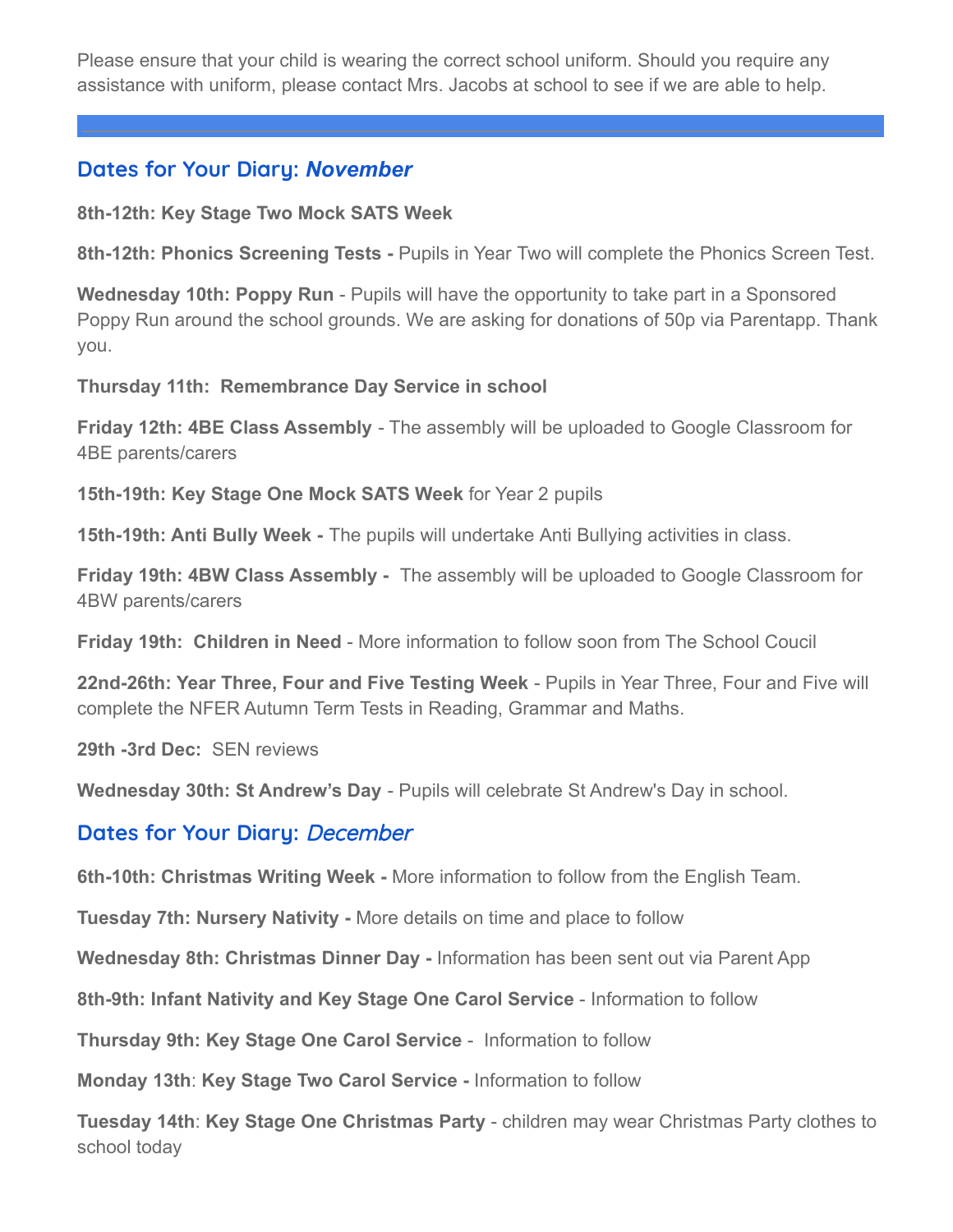Please ensure that your child is wearing the correct school uniform. Should you require any assistance with uniform, please contact Mrs. Jacobs at school to see if we are able to help.

---

## Dates for Your Diary: *November*

**8th-12th: Key Stage Two Mock SATS Week**

**8th-12th: Phonics Screening Tests -** Pupils in Year Two will complete the Phonics Screen Test.

**Wednesday 10th: Poppy Run** - Pupils will have the opportunity to take part in a Sponsored Poppy Run around the school grounds. We are asking for donations of 50p via Parentapp. Thank you.

**Thursday 11th: Remembrance Day Service in school**

**Friday 12th: 4BE Class Assembly** - The assembly will be uploaded to Google Classroom for 4BE parents/carers

**15th-19th: Key Stage One Mock SATS Week** for Year 2 pupils

**15th-19th: Anti Bully Week -** The pupils will undertake Anti Bullying activities in class.

**Friday 19th: 4BW Class Assembly -** The assembly will be uploaded to Google Classroom for 4BW parents/carers

**Friday 19th: Children in Need** - More information to follow soon from The School Coucil

**22nd-26th: Year Three, Four and Five Testing Week** - Pupils in Year Three, Four and Five will complete the NFER Autumn Term Tests in Reading, Grammar and Maths.

**29th -3rd Dec:** SEN reviews

**Wednesday 30th: St Andrew's Day** - Pupils will celebrate St Andrew's Day in school.

## Dates for Your Diary: *December*

**6th-10th: Christmas Writing Week -** More information to follow from the English Team.

**Tuesday 7th: Nursery Nativity -** More details on time and place to follow

**Wednesday 8th: Christmas Dinner Day -** Information has been sent out via Parent App

**8th-9th: Infant Nativity and Key Stage One Carol Service** - Information to follow

**Thursday 9th: Key Stage One Carol Service** - Information to follow

**Monday 13th**: **Key Stage Two Carol Service -** Information to follow

**Tuesday 14th**: **Key Stage One Christmas Party** - children may wear Christmas Party clothes to school today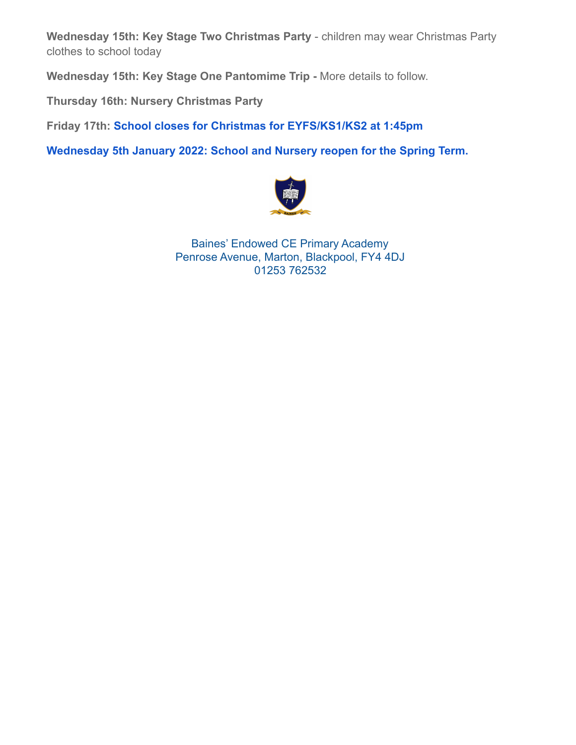**Wednesday 15th: Key Stage Two Christmas Party** - children may wear Christmas Party clothes to school today

**Wednesday 15th: Key Stage One Pantomime Trip -** More details to follow.

**Thursday 16th: Nursery Christmas Party**

**Friday 17th: School closes for Christmas for EYFS/KS1/KS2 at 1:45pm**

**Wednesday 5th January 2022: School and Nursery reopen for the Spring Term.**

Baines' Endowed CE Primary Academy
Penrose Avenue, Marton, Blackpool, FY4 4DJ
01253 762532